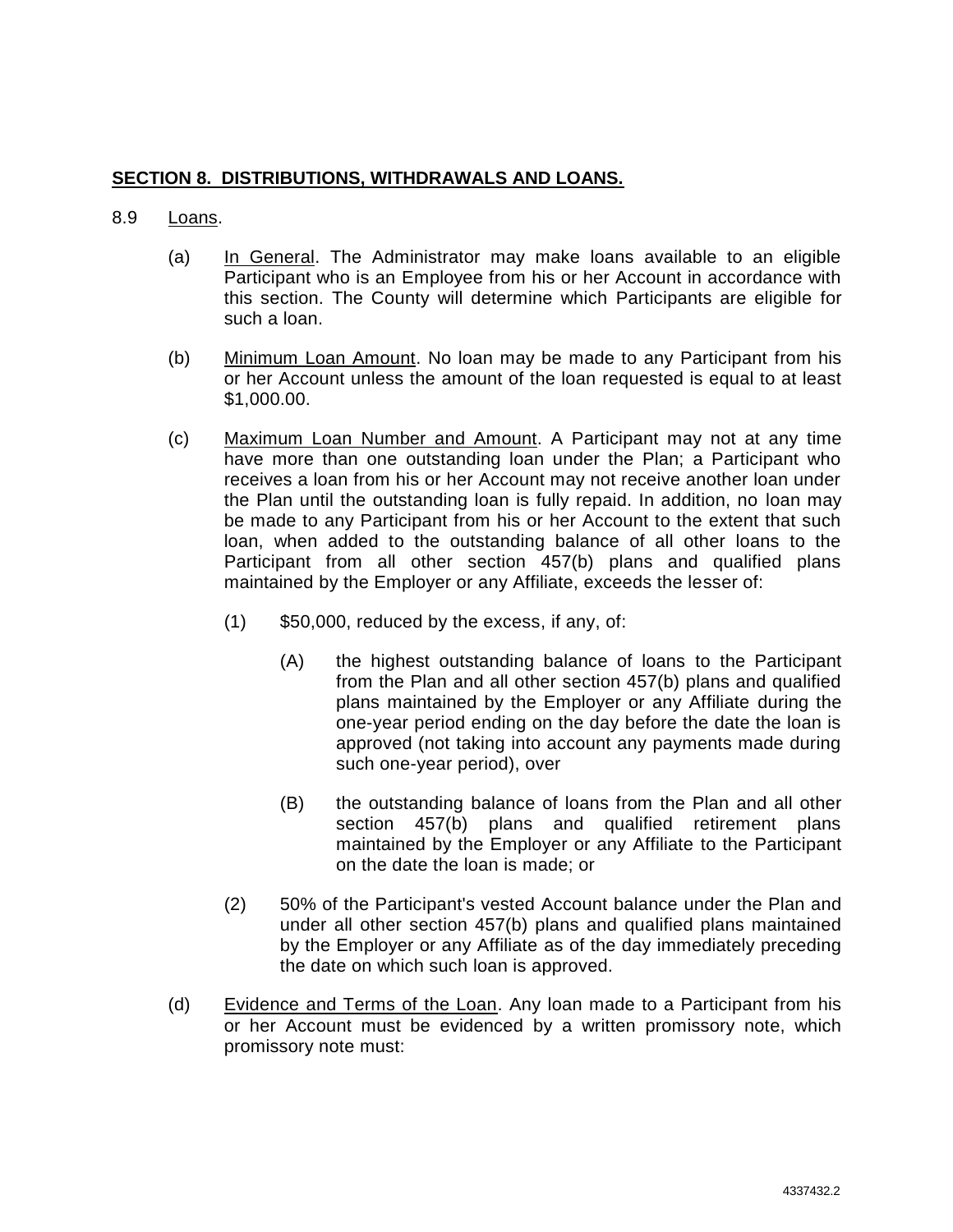## SECTION 8. DISTRIBUTIONS, WITHDRAWALS AND LOANS.

8.9 Loans.

(a) In General. The Administrator may make loans available to an eligible Participant who is an Employee from his or her Account in accordance with this section. The County will determine which Participants are eligible for such a loan.

(b) Minimum Loan Amount. No loan may be made to any Participant from his or her Account unless the amount of the loan requested is equal to at least $1,000.00.

(c) Maximum Loan Number and Amount. A Participant may not at any time have more than one outstanding loan under the Plan; a Participant who receives a loan from his or her Account may not receive another loan under the Plan until the outstanding loan is fully repaid. In addition, no loan may be made to any Participant from his or her Account to the extent that such loan, when added to the outstanding balance of all other loans to the Participant from all other section 457(b) plans and qualified plans maintained by the Employer or any Affiliate, exceeds the lesser of:

(1) $50,000, reduced by the excess, if any, of:

(A) the highest outstanding balance of loans to the Participant from the Plan and all other section 457(b) plans and qualified plans maintained by the Employer or any Affiliate during the one-year period ending on the day before the date the loan is approved (not taking into account any payments made during such one-year period), over

(B) the outstanding balance of loans from the Plan and all other section 457(b) plans and qualified retirement plans maintained by the Employer or any Affiliate to the Participant on the date the loan is made; or

(2) 50% of the Participant's vested Account balance under the Plan and under all other section 457(b) plans and qualified plans maintained by the Employer or any Affiliate as of the day immediately preceding the date on which such loan is approved.

(d) Evidence and Terms of the Loan. Any loan made to a Participant from his or her Account must be evidenced by a written promissory note, which promissory note must: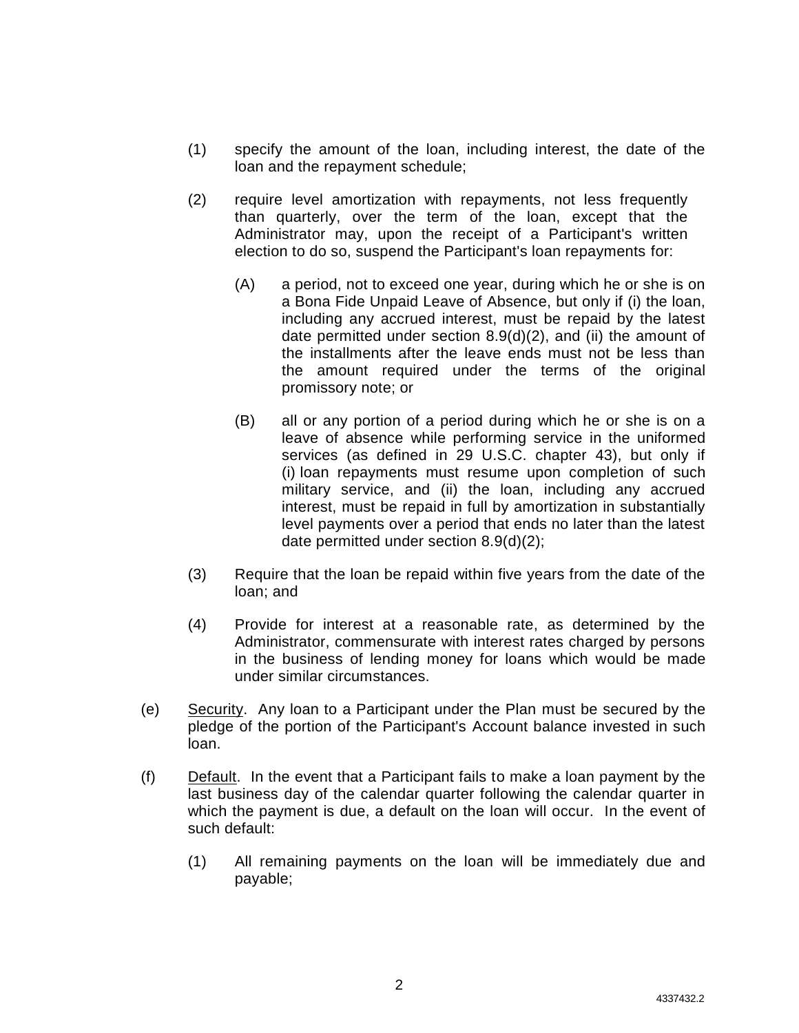(1) specify the amount of the loan, including interest, the date of the loan and the repayment schedule;

(2) require level amortization with repayments, not less frequently than quarterly, over the term of the loan, except that the Administrator may, upon the receipt of a Participant's written election to do so, suspend the Participant's loan repayments for:

   (A) a period, not to exceed one year, during which he or she is on a Bona Fide Unpaid Leave of Absence, but only if (i) the loan, including any accrued interest, must be repaid by the latest date permitted under section 8.9(d)(2), and (ii) the amount of the installments after the leave ends must not be less than the amount required under the terms of the original promissory note; or

   (B) all or any portion of a period during which he or she is on a leave of absence while performing service in the uniformed services (as defined in 29 U.S.C. chapter 43), but only if (i) loan repayments must resume upon completion of such military service, and (ii) the loan, including any accrued interest, must be repaid in full by amortization in substantially level payments over a period that ends no later than the latest date permitted under section 8.9(d)(2);

(3) Require that the loan be repaid within five years from the date of the loan; and

(4) Provide for interest at a reasonable rate, as determined by the Administrator, commensurate with interest rates charged by persons in the business of lending money for loans which would be made under similar circumstances.

(e) Security. Any loan to a Participant under the Plan must be secured by the pledge of the portion of the Participant's Account balance invested in such loan.

(f) Default. In the event that a Participant fails to make a loan payment by the last business day of the calendar quarter following the calendar quarter in which the payment is due, a default on the loan will occur. In the event of such default:

   (1) All remaining payments on the loan will be immediately due and payable;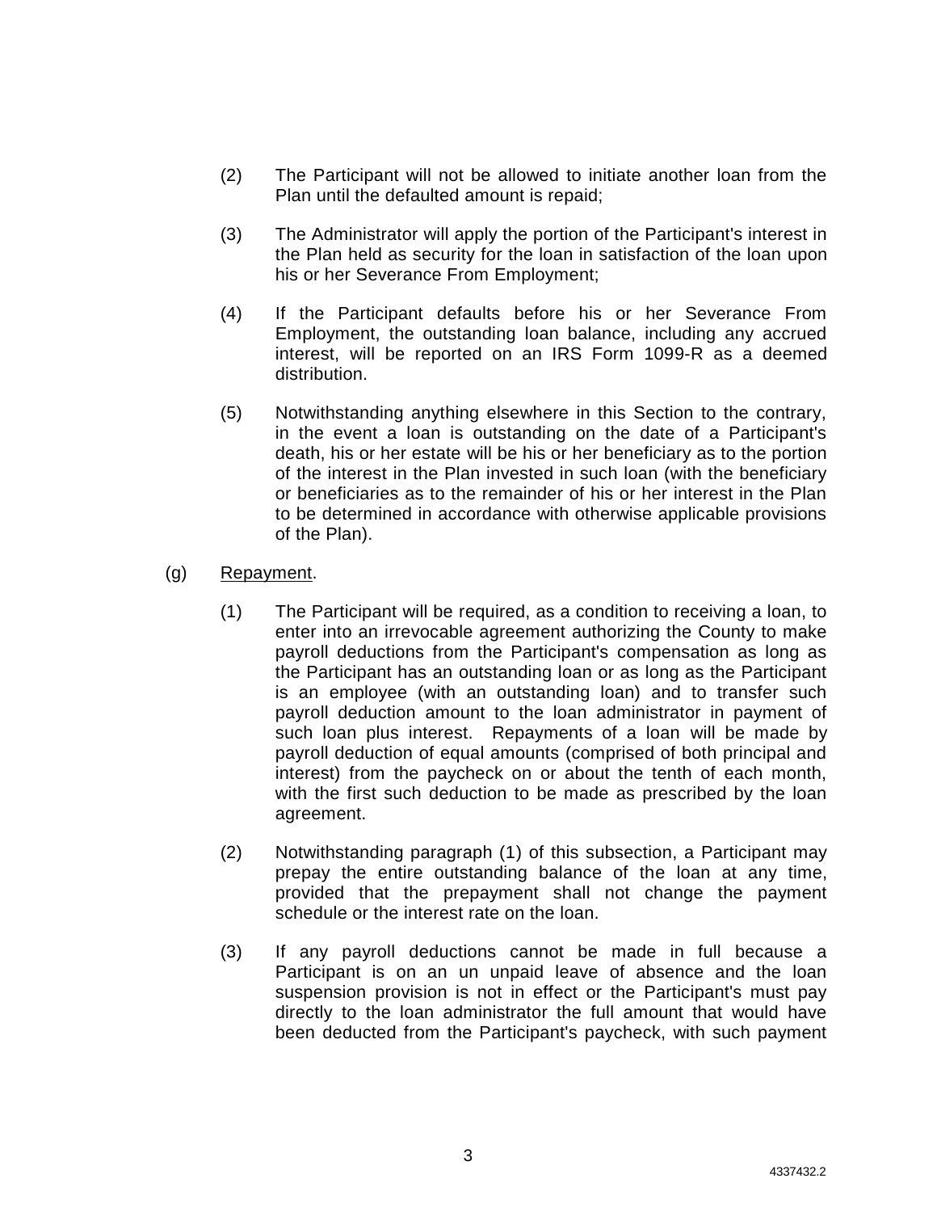(2) The Participant will not be allowed to initiate another loan from the Plan until the defaulted amount is repaid;

(3) The Administrator will apply the portion of the Participant's interest in the Plan held as security for the loan in satisfaction of the loan upon his or her Severance From Employment;

(4) If the Participant defaults before his or her Severance From Employment, the outstanding loan balance, including any accrued interest, will be reported on an IRS Form 1099-R as a deemed distribution.

(5) Notwithstanding anything elsewhere in this Section to the contrary, in the event a loan is outstanding on the date of a Participant's death, his or her estate will be his or her beneficiary as to the portion of the interest in the Plan invested in such loan (with the beneficiary or beneficiaries as to the remainder of his or her interest in the Plan to be determined in accordance with otherwise applicable provisions of the Plan).

(g) Repayment.

(1) The Participant will be required, as a condition to receiving a loan, to enter into an irrevocable agreement authorizing the County to make payroll deductions from the Participant's compensation as long as the Participant has an outstanding loan or as long as the Participant is an employee (with an outstanding loan) and to transfer such payroll deduction amount to the loan administrator in payment of such loan plus interest. Repayments of a loan will be made by payroll deduction of equal amounts (comprised of both principal and interest) from the paycheck on or about the tenth of each month, with the first such deduction to be made as prescribed by the loan agreement.

(2) Notwithstanding paragraph (1) of this subsection, a Participant may prepay the entire outstanding balance of the loan at any time, provided that the prepayment shall not change the payment schedule or the interest rate on the loan.

(3) If any payroll deductions cannot be made in full because a Participant is on an un unpaid leave of absence and the loan suspension provision is not in effect or the Participant's must pay directly to the loan administrator the full amount that would have been deducted from the Participant's paycheck, with such payment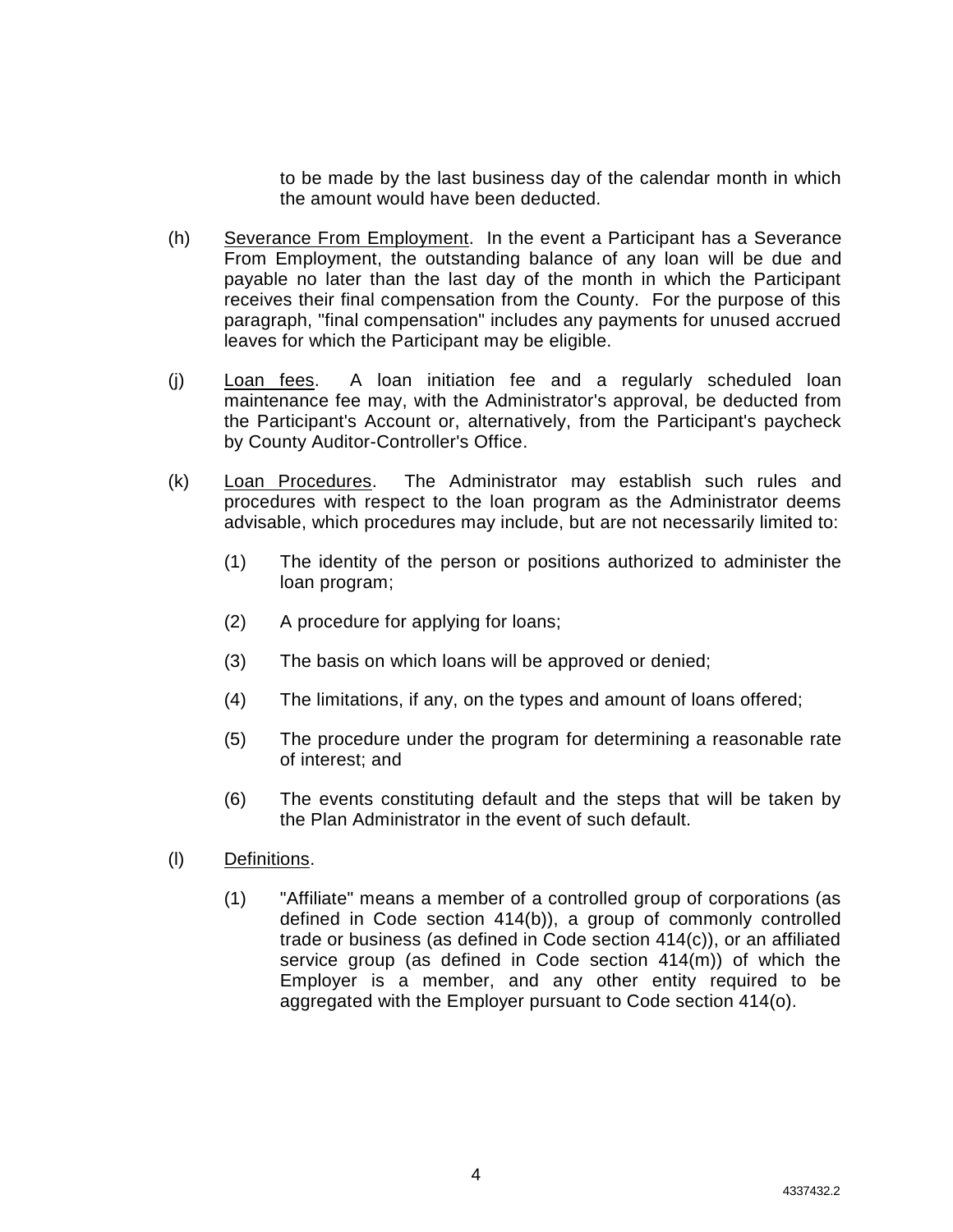to be made by the last business day of the calendar month in which the amount would have been deducted.

(h) Severance From Employment. In the event a Participant has a Severance From Employment, the outstanding balance of any loan will be due and payable no later than the last day of the month in which the Participant receives their final compensation from the County. For the purpose of this paragraph, "final compensation" includes any payments for unused accrued leaves for which the Participant may be eligible.

(j) Loan fees. A loan initiation fee and a regularly scheduled loan maintenance fee may, with the Administrator's approval, be deducted from the Participant's Account or, alternatively, from the Participant's paycheck by County Auditor-Controller's Office.

(k) Loan Procedures. The Administrator may establish such rules and procedures with respect to the loan program as the Administrator deems advisable, which procedures may include, but are not necessarily limited to:

(1) The identity of the person or positions authorized to administer the loan program;

(2) A procedure for applying for loans;

(3) The basis on which loans will be approved or denied;

(4) The limitations, if any, on the types and amount of loans offered;

(5) The procedure under the program for determining a reasonable rate of interest; and

(6) The events constituting default and the steps that will be taken by the Plan Administrator in the event of such default.

(l) Definitions.

(1) "Affiliate" means a member of a controlled group of corporations (as defined in Code section 414(b)), a group of commonly controlled trade or business (as defined in Code section 414(c)), or an affiliated service group (as defined in Code section 414(m)) of which the Employer is a member, and any other entity required to be aggregated with the Employer pursuant to Code section 414(o).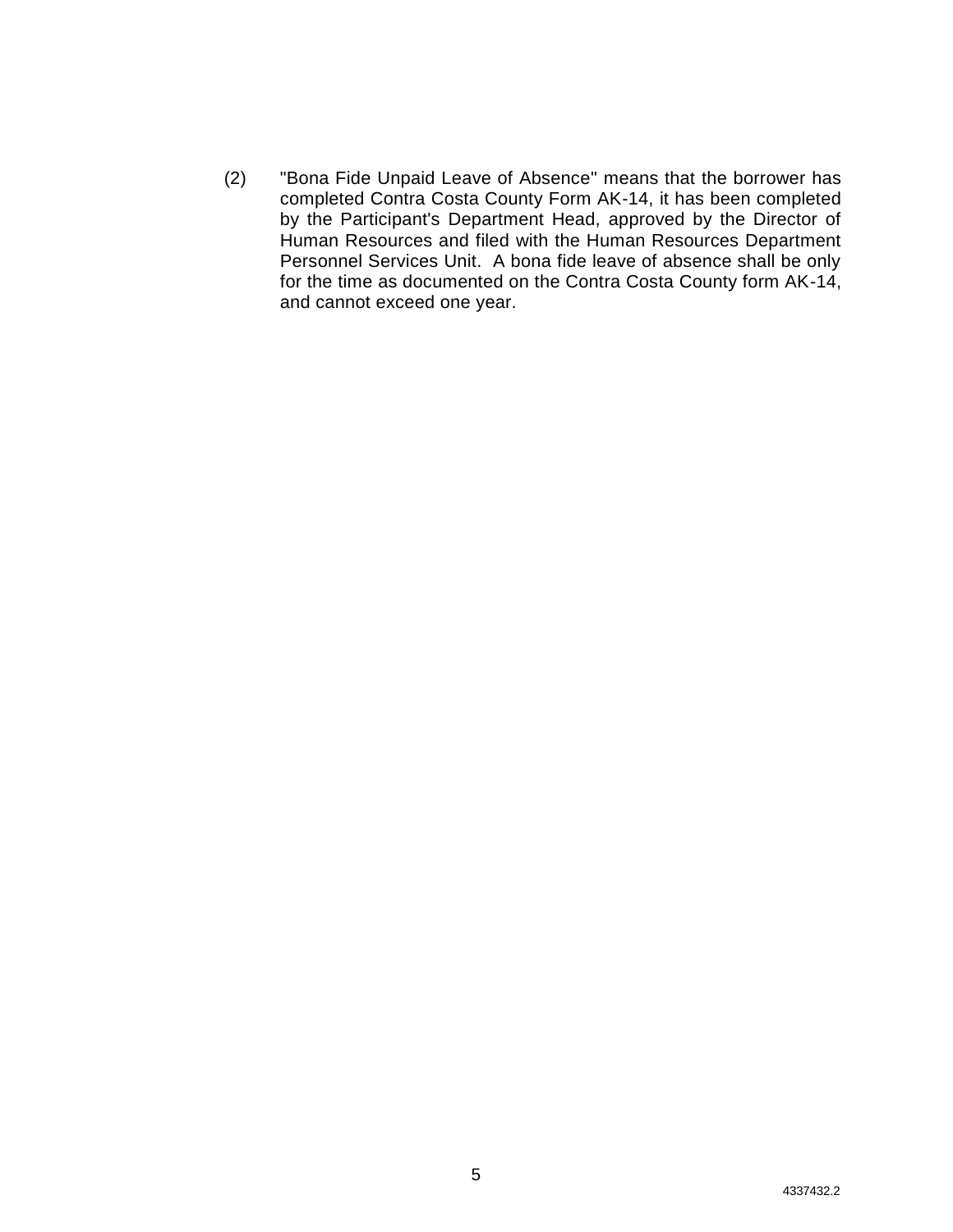(2) "Bona Fide Unpaid Leave of Absence" means that the borrower has completed Contra Costa County Form AK-14, it has been completed by the Participant's Department Head, approved by the Director of Human Resources and filed with the Human Resources Department Personnel Services Unit. A bona fide leave of absence shall be only for the time as documented on the Contra Costa County form AK-14, and cannot exceed one year.